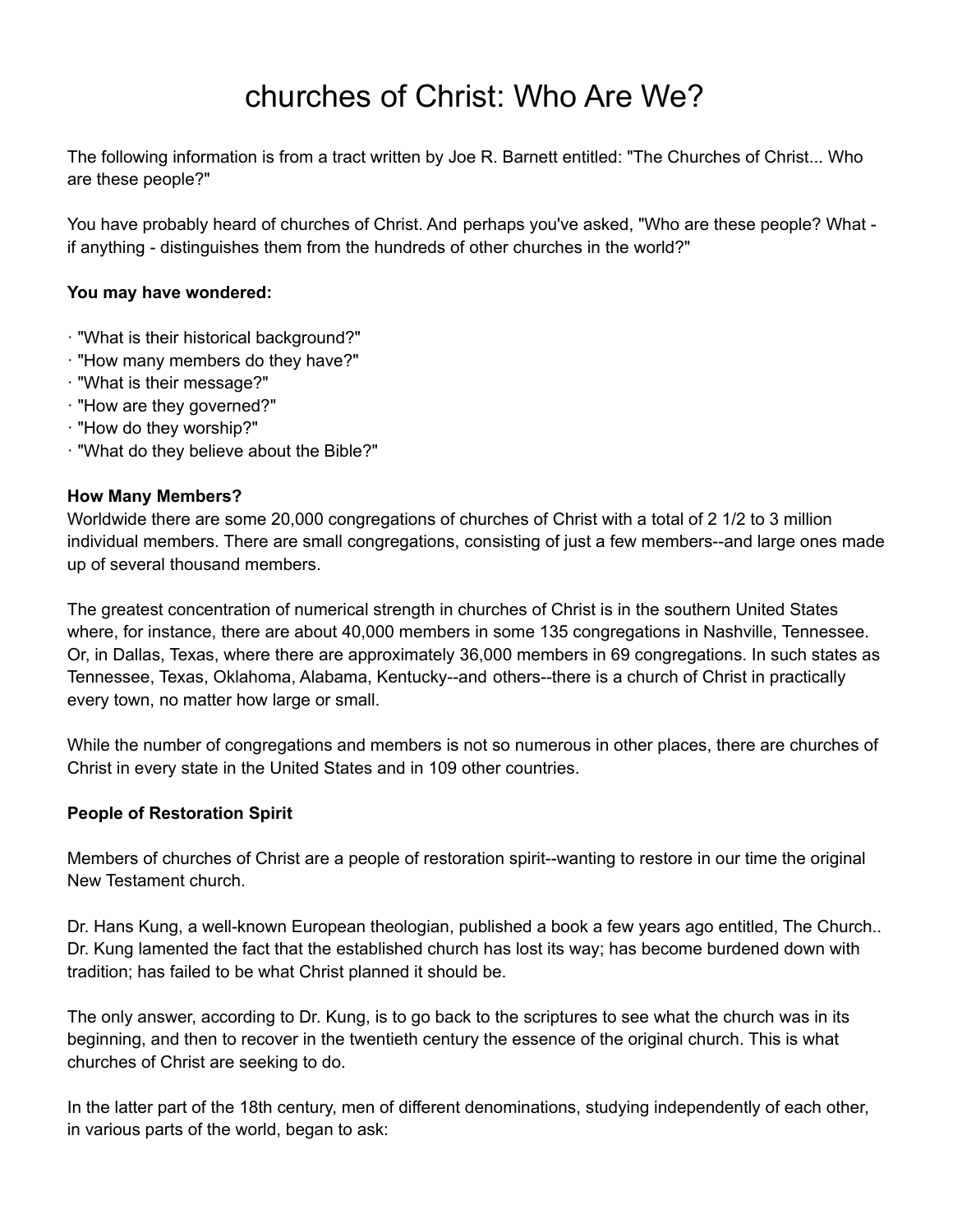# churches of Christ: Who Are We?

The following information is from a tract written by Joe R. Barnett entitled: "The Churches of Christ... Who are these people?"

You have probably heard of churches of Christ. And perhaps you've asked, "Who are these people? What - if anything - distinguishes them from the hundreds of other churches in the world?"

**You may have wondered:**

· "What is their historical background?"
· "How many members do they have?"
· "What is their message?"
· "How are they governed?"
· "How do they worship?"
· "What do they believe about the Bible?"

**How Many Members?**
Worldwide there are some 20,000 congregations of churches of Christ with a total of 2 1/2 to 3 million individual members. There are small congregations, consisting of just a few members--and large ones made up of several thousand members.

The greatest concentration of numerical strength in churches of Christ is in the southern United States where, for instance, there are about 40,000 members in some 135 congregations in Nashville, Tennessee. Or, in Dallas, Texas, where there are approximately 36,000 members in 69 congregations. In such states as Tennessee, Texas, Oklahoma, Alabama, Kentucky--and others--there is a church of Christ in practically every town, no matter how large or small.

While the number of congregations and members is not so numerous in other places, there are churches of Christ in every state in the United States and in 109 other countries.

**People of Restoration Spirit**

Members of churches of Christ are a people of restoration spirit--wanting to restore in our time the original New Testament church.

Dr. Hans Kung, a well-known European theologian, published a book a few years ago entitled, The Church.. Dr. Kung lamented the fact that the established church has lost its way; has become burdened down with tradition; has failed to be what Christ planned it should be.

The only answer, according to Dr. Kung, is to go back to the scriptures to see what the church was in its beginning, and then to recover in the twentieth century the essence of the original church. This is what churches of Christ are seeking to do.

In the latter part of the 18th century, men of different denominations, studying independently of each other, in various parts of the world, began to ask: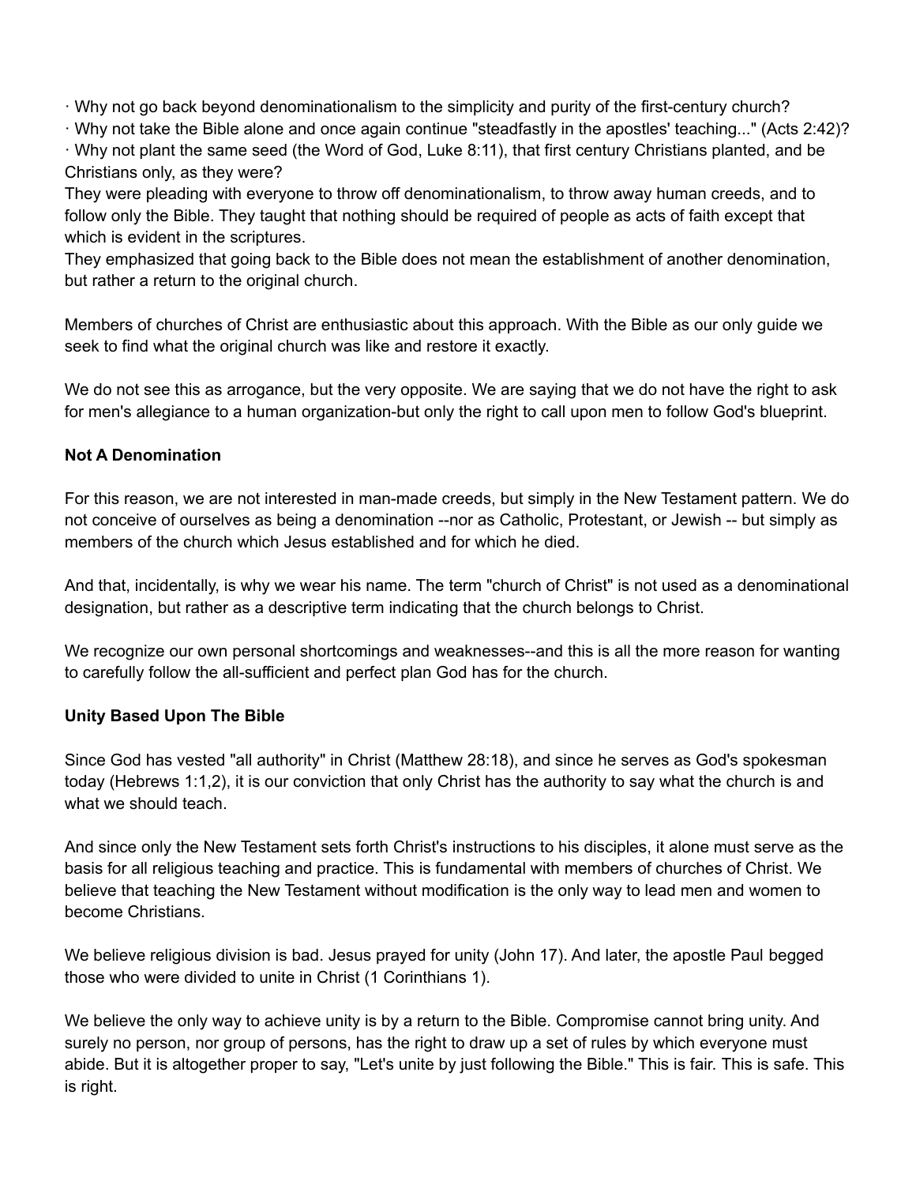· Why not go back beyond denominationalism to the simplicity and purity of the first-century church?
· Why not take the Bible alone and once again continue "steadfastly in the apostles' teaching..." (Acts 2:42)?
· Why not plant the same seed (the Word of God, Luke 8:11), that first century Christians planted, and be Christians only, as they were?

They were pleading with everyone to throw off denominationalism, to throw away human creeds, and to follow only the Bible. They taught that nothing should be required of people as acts of faith except that which is evident in the scriptures.

They emphasized that going back to the Bible does not mean the establishment of another denomination, but rather a return to the original church.

Members of churches of Christ are enthusiastic about this approach. With the Bible as our only guide we seek to find what the original church was like and restore it exactly.

We do not see this as arrogance, but the very opposite. We are saying that we do not have the right to ask for men's allegiance to a human organization-but only the right to call upon men to follow God's blueprint.

**Not A Denomination**

For this reason, we are not interested in man-made creeds, but simply in the New Testament pattern. We do not conceive of ourselves as being a denomination --nor as Catholic, Protestant, or Jewish -- but simply as members of the church which Jesus established and for which he died.

And that, incidentally, is why we wear his name. The term "church of Christ" is not used as a denominational designation, but rather as a descriptive term indicating that the church belongs to Christ.

We recognize our own personal shortcomings and weaknesses--and this is all the more reason for wanting to carefully follow the all-sufficient and perfect plan God has for the church.

**Unity Based Upon The Bible**

Since God has vested "all authority" in Christ (Matthew 28:18), and since he serves as God's spokesman today (Hebrews 1:1,2), it is our conviction that only Christ has the authority to say what the church is and what we should teach.

And since only the New Testament sets forth Christ's instructions to his disciples, it alone must serve as the basis for all religious teaching and practice. This is fundamental with members of churches of Christ. We believe that teaching the New Testament without modification is the only way to lead men and women to become Christians.

We believe religious division is bad. Jesus prayed for unity (John 17). And later, the apostle Paul begged those who were divided to unite in Christ (1 Corinthians 1).

We believe the only way to achieve unity is by a return to the Bible. Compromise cannot bring unity. And surely no person, nor group of persons, has the right to draw up a set of rules by which everyone must abide. But it is altogether proper to say, "Let's unite by just following the Bible." This is fair. This is safe. This is right.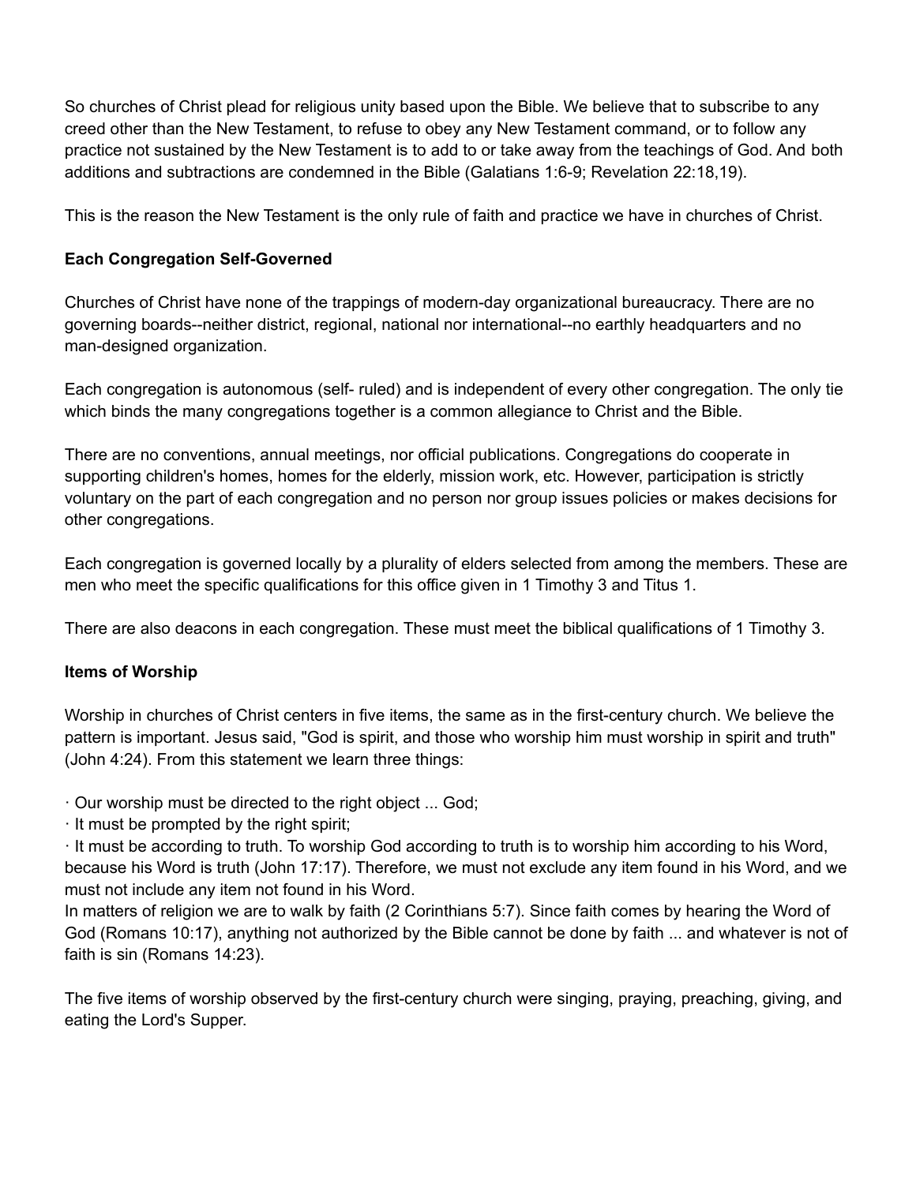So churches of Christ plead for religious unity based upon the Bible. We believe that to subscribe to any creed other than the New Testament, to refuse to obey any New Testament command, or to follow any practice not sustained by the New Testament is to add to or take away from the teachings of God. And both additions and subtractions are condemned in the Bible (Galatians 1:6-9; Revelation 22:18,19).

This is the reason the New Testament is the only rule of faith and practice we have in churches of Christ.

**Each Congregation Self-Governed**

Churches of Christ have none of the trappings of modern-day organizational bureaucracy. There are no governing boards--neither district, regional, national nor international--no earthly headquarters and no man-designed organization.

Each congregation is autonomous (self- ruled) and is independent of every other congregation. The only tie which binds the many congregations together is a common allegiance to Christ and the Bible.

There are no conventions, annual meetings, nor official publications. Congregations do cooperate in supporting children's homes, homes for the elderly, mission work, etc. However, participation is strictly voluntary on the part of each congregation and no person nor group issues policies or makes decisions for other congregations.

Each congregation is governed locally by a plurality of elders selected from among the members. These are men who meet the specific qualifications for this office given in 1 Timothy 3 and Titus 1.

There are also deacons in each congregation. These must meet the biblical qualifications of 1 Timothy 3.

**Items of Worship**

Worship in churches of Christ centers in five items, the same as in the first-century church. We believe the pattern is important. Jesus said, "God is spirit, and those who worship him must worship in spirit and truth" (John 4:24). From this statement we learn three things:

· Our worship must be directed to the right object ... God;
· It must be prompted by the right spirit;
· It must be according to truth. To worship God according to truth is to worship him according to his Word, because his Word is truth (John 17:17). Therefore, we must not exclude any item found in his Word, and we must not include any item not found in his Word.

In matters of religion we are to walk by faith (2 Corinthians 5:7). Since faith comes by hearing the Word of God (Romans 10:17), anything not authorized by the Bible cannot be done by faith ... and whatever is not of faith is sin (Romans 14:23).

The five items of worship observed by the first-century church were singing, praying, preaching, giving, and eating the Lord's Supper.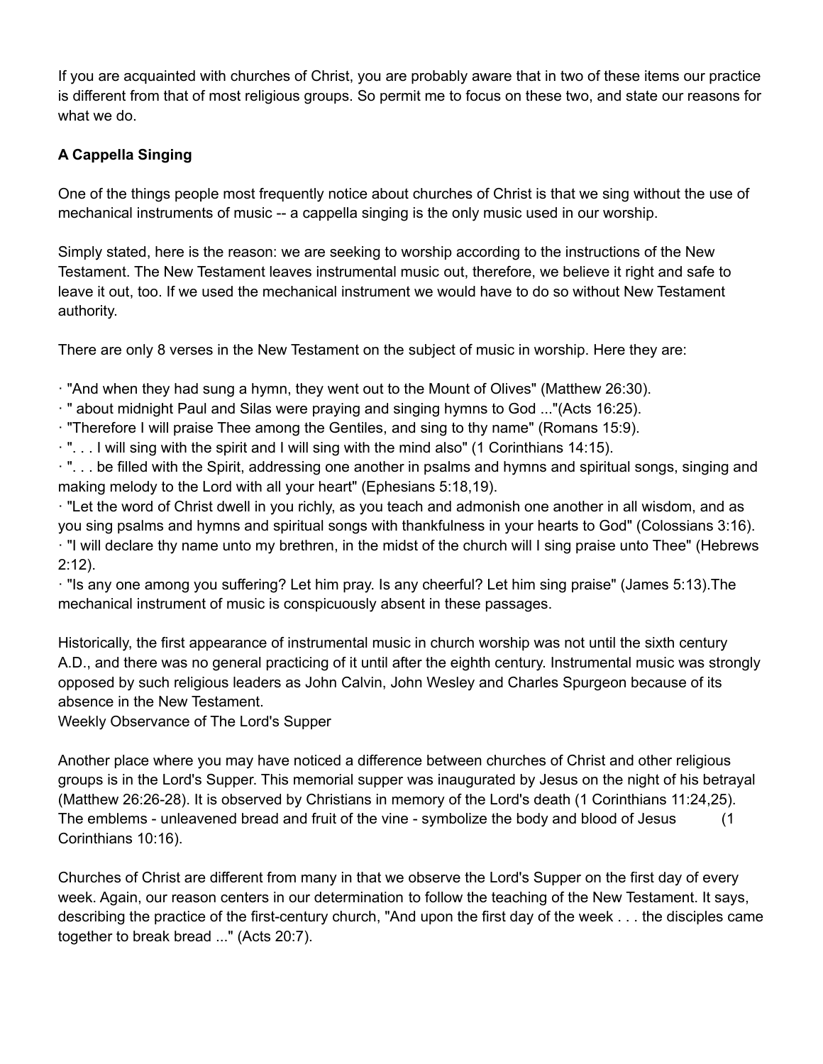If you are acquainted with churches of Christ, you are probably aware that in two of these items our practice is different from that of most religious groups. So permit me to focus on these two, and state our reasons for what we do.

**A Cappella Singing**

One of the things people most frequently notice about churches of Christ is that we sing without the use of mechanical instruments of music -- a cappella singing is the only music used in our worship.

Simply stated, here is the reason: we are seeking to worship according to the instructions of the New Testament. The New Testament leaves instrumental music out, therefore, we believe it right and safe to leave it out, too. If we used the mechanical instrument we would have to do so without New Testament authority.

There are only 8 verses in the New Testament on the subject of music in worship. Here they are:

· "And when they had sung a hymn, they went out to the Mount of Olives" (Matthew 26:30).
· " about midnight Paul and Silas were praying and singing hymns to God ..."(Acts 16:25).
· "Therefore I will praise Thee among the Gentiles, and sing to thy name" (Romans 15:9).
· ". . . I will sing with the spirit and I will sing with the mind also" (1 Corinthians 14:15).
· ". . . be filled with the Spirit, addressing one another in psalms and hymns and spiritual songs, singing and making melody to the Lord with all your heart" (Ephesians 5:18,19).
· "Let the word of Christ dwell in you richly, as you teach and admonish one another in all wisdom, and as you sing psalms and hymns and spiritual songs with thankfulness in your hearts to God" (Colossians 3:16).
· "I will declare thy name unto my brethren, in the midst of the church will I sing praise unto Thee" (Hebrews 2:12).
· "Is any one among you suffering? Let him pray. Is any cheerful? Let him sing praise" (James 5:13).The mechanical instrument of music is conspicuously absent in these passages.

Historically, the first appearance of instrumental music in church worship was not until the sixth century A.D., and there was no general practicing of it until after the eighth century. Instrumental music was strongly opposed by such religious leaders as John Calvin, John Wesley and Charles Spurgeon because of its absence in the New Testament.

Weekly Observance of The Lord's Supper

Another place where you may have noticed a difference between churches of Christ and other religious groups is in the Lord's Supper. This memorial supper was inaugurated by Jesus on the night of his betrayal (Matthew 26:26-28). It is observed by Christians in memory of the Lord's death (1 Corinthians 11:24,25). The emblems - unleavened bread and fruit of the vine - symbolize the body and blood of Jesus (1 Corinthians 10:16).

Churches of Christ are different from many in that we observe the Lord's Supper on the first day of every week. Again, our reason centers in our determination to follow the teaching of the New Testament. It says, describing the practice of the first-century church, "And upon the first day of the week . . . the disciples came together to break bread ..." (Acts 20:7).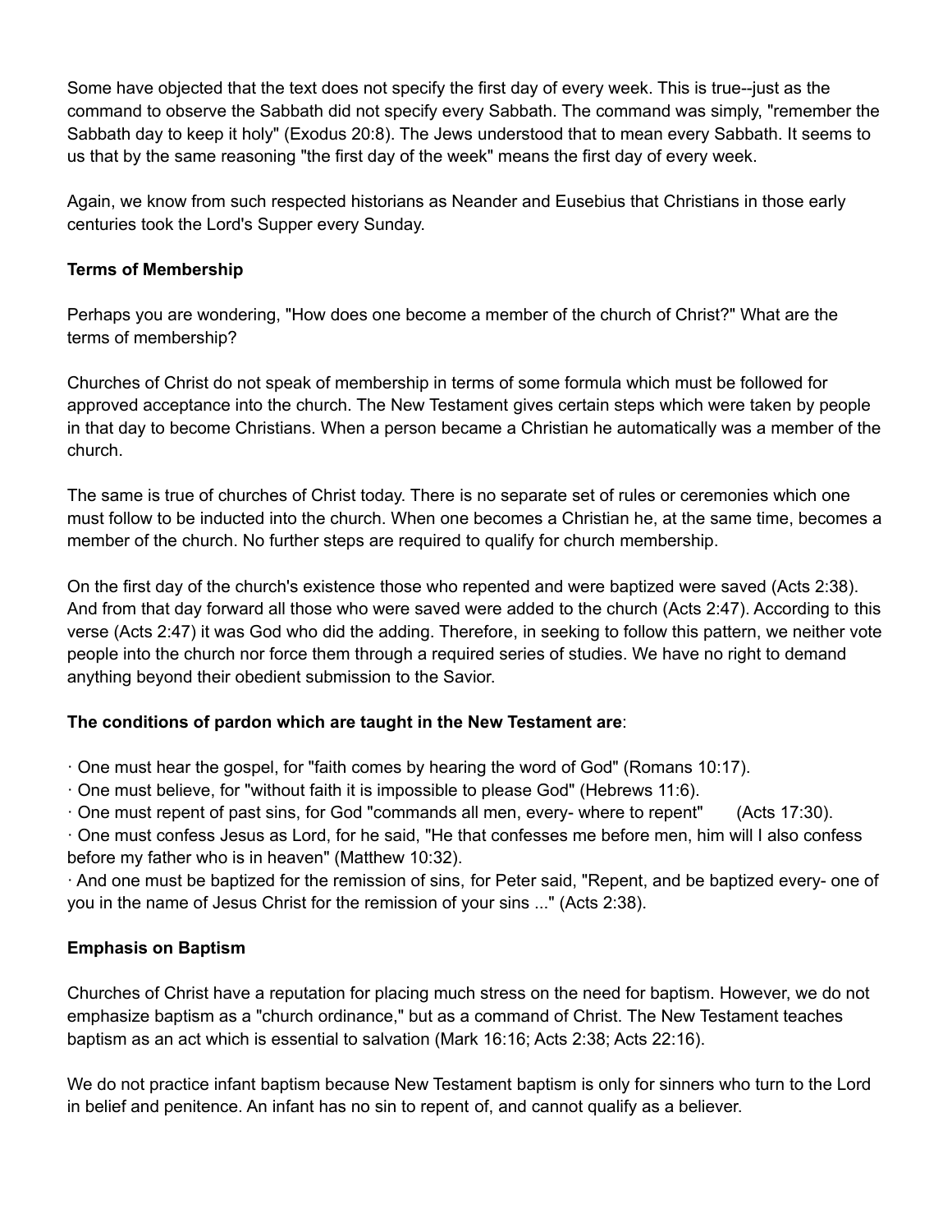Some have objected that the text does not specify the first day of every week. This is true--just as the command to observe the Sabbath did not specify every Sabbath. The command was simply, "remember the Sabbath day to keep it holy" (Exodus 20:8). The Jews understood that to mean every Sabbath. It seems to us that by the same reasoning "the first day of the week" means the first day of every week.

Again, we know from such respected historians as Neander and Eusebius that Christians in those early centuries took the Lord's Supper every Sunday.

**Terms of Membership**

Perhaps you are wondering, "How does one become a member of the church of Christ?" What are the terms of membership?

Churches of Christ do not speak of membership in terms of some formula which must be followed for approved acceptance into the church. The New Testament gives certain steps which were taken by people in that day to become Christians. When a person became a Christian he automatically was a member of the church.

The same is true of churches of Christ today. There is no separate set of rules or ceremonies which one must follow to be inducted into the church. When one becomes a Christian he, at the same time, becomes a member of the church. No further steps are required to qualify for church membership.

On the first day of the church's existence those who repented and were baptized were saved (Acts 2:38). And from that day forward all those who were saved were added to the church (Acts 2:47). According to this verse (Acts 2:47) it was God who did the adding. Therefore, in seeking to follow this pattern, we neither vote people into the church nor force them through a required series of studies. We have no right to demand anything beyond their obedient submission to the Savior.

**The conditions of pardon which are taught in the New Testament are**:

· One must hear the gospel, for "faith comes by hearing the word of God" (Romans 10:17).
· One must believe, for "without faith it is impossible to please God" (Hebrews 11:6).
· One must repent of past sins, for God "commands all men, every- where to repent" (Acts 17:30).
· One must confess Jesus as Lord, for he said, "He that confesses me before men, him will I also confess before my father who is in heaven" (Matthew 10:32).
· And one must be baptized for the remission of sins, for Peter said, "Repent, and be baptized every- one of you in the name of Jesus Christ for the remission of your sins ..." (Acts 2:38).

**Emphasis on Baptism**

Churches of Christ have a reputation for placing much stress on the need for baptism. However, we do not emphasize baptism as a "church ordinance," but as a command of Christ. The New Testament teaches baptism as an act which is essential to salvation (Mark 16:16; Acts 2:38; Acts 22:16).

We do not practice infant baptism because New Testament baptism is only for sinners who turn to the Lord in belief and penitence. An infant has no sin to repent of, and cannot qualify as a believer.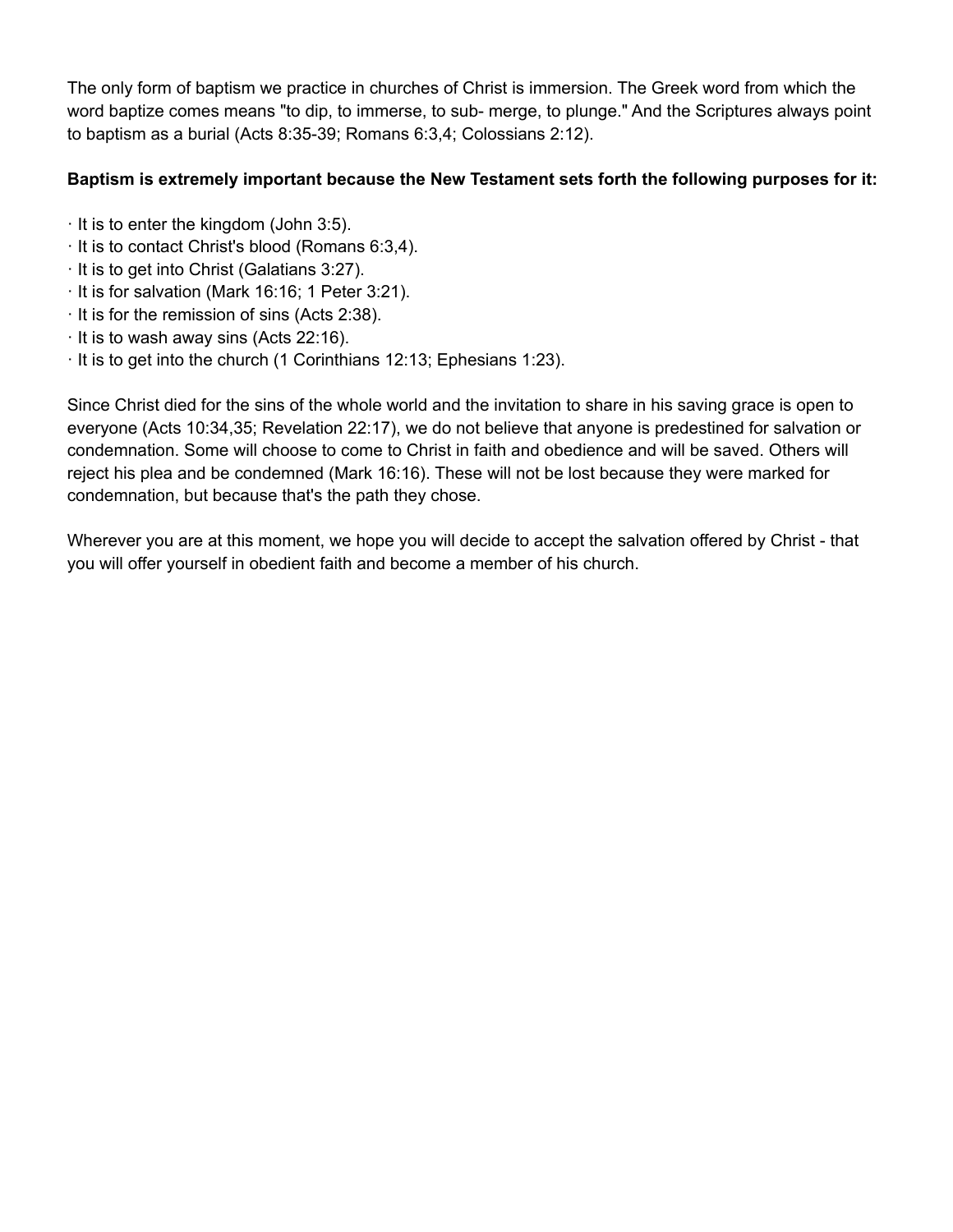The only form of baptism we practice in churches of Christ is immersion. The Greek word from which the word baptize comes means "to dip, to immerse, to sub- merge, to plunge." And the Scriptures always point to baptism as a burial (Acts 8:35-39; Romans 6:3,4; Colossians 2:12).

**Baptism is extremely important because the New Testament sets forth the following purposes for it:**

· It is to enter the kingdom (John 3:5).
· It is to contact Christ's blood (Romans 6:3,4).
· It is to get into Christ (Galatians 3:27).
· It is for salvation (Mark 16:16; 1 Peter 3:21).
· It is for the remission of sins (Acts 2:38).
· It is to wash away sins (Acts 22:16).
· It is to get into the church (1 Corinthians 12:13; Ephesians 1:23).

Since Christ died for the sins of the whole world and the invitation to share in his saving grace is open to everyone (Acts 10:34,35; Revelation 22:17), we do not believe that anyone is predestined for salvation or condemnation. Some will choose to come to Christ in faith and obedience and will be saved. Others will reject his plea and be condemned (Mark 16:16). These will not be lost because they were marked for condemnation, but because that's the path they chose.

Wherever you are at this moment, we hope you will decide to accept the salvation offered by Christ - that you will offer yourself in obedient faith and become a member of his church.